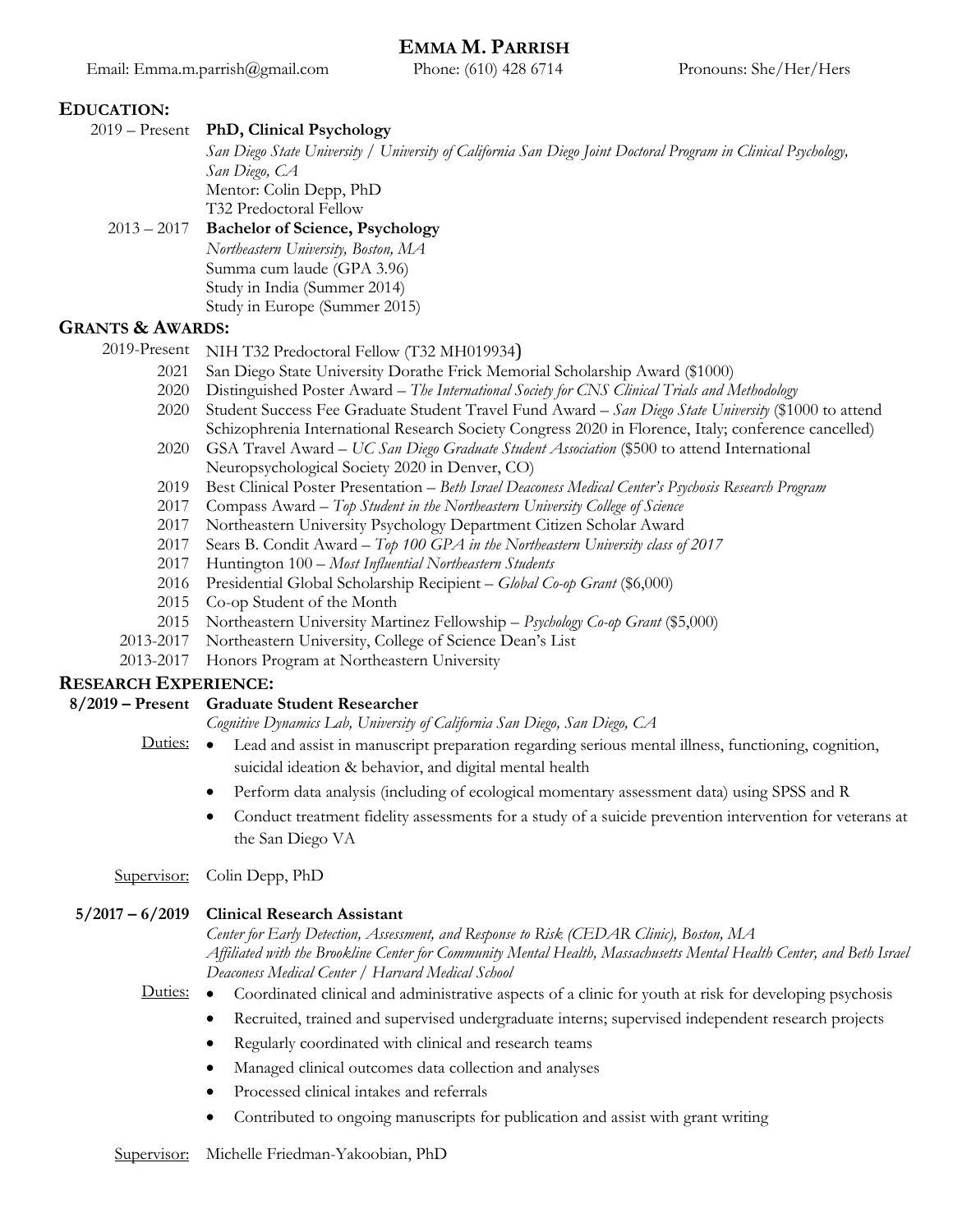# EMMA M. PARRISH

Email: Emma.m.parrish@gmail.com    Phone: (610) 428 6714    Pronouns: She/Her/Hers

## EDUCATION:

**2019 – Present** **PhD, Clinical Psychology**
*San Diego State University / University of California San Diego Joint Doctoral Program in Clinical Psychology, San Diego, CA*
Mentor: Colin Depp, PhD
T32 Predoctoral Fellow

**2013 – 2017** **Bachelor of Science, Psychology**
*Northeastern University, Boston, MA*
Summa cum laude (GPA 3.96)
Study in India (Summer 2014)
Study in Europe (Summer 2015)

## GRANTS & AWARDS:

- 2019-Present NIH T32 Predoctoral Fellow (T32 MH019934)
- 2021 San Diego State University Dorathe Frick Memorial Scholarship Award ($1000)
- 2020 Distinguished Poster Award – *The International Society for CNS Clinical Trials and Methodology*
- 2020 Student Success Fee Graduate Student Travel Fund Award – *San Diego State University* ($1000 to attend Schizophrenia International Research Society Congress 2020 in Florence, Italy; conference cancelled)
- 2020 GSA Travel Award – *UC San Diego Graduate Student Association* ($500 to attend International Neuropsychological Society 2020 in Denver, CO)
- 2019 Best Clinical Poster Presentation – *Beth Israel Deaconess Medical Center's Psychosis Research Program*
- 2017 Compass Award – *Top Student in the Northeastern University College of Science*
- 2017 Northeastern University Psychology Department Citizen Scholar Award
- 2017 Sears B. Condit Award – *Top 100 GPA in the Northeastern University class of 2017*
- 2017 Huntington 100 – *Most Influential Northeastern Students*
- 2016 Presidential Global Scholarship Recipient – *Global Co-op Grant* ($6,000)
- 2015 Co-op Student of the Month
- 2015 Northeastern University Martinez Fellowship – *Psychology Co-op Grant* ($5,000)
- 2013-2017 Northeastern University, College of Science Dean's List
- 2013-2017 Honors Program at Northeastern University

## RESEARCH EXPERIENCE:

**8/2019 – Present** **Graduate Student Researcher**
*Cognitive Dynamics Lab, University of California San Diego, San Diego, CA*

Duties:
- Lead and assist in manuscript preparation regarding serious mental illness, functioning, cognition, suicidal ideation & behavior, and digital mental health
- Perform data analysis (including of ecological momentary assessment data) using SPSS and R
- Conduct treatment fidelity assessments for a study of a suicide prevention intervention for veterans at the San Diego VA

Supervisor: Colin Depp, PhD

**5/2017 – 6/2019** **Clinical Research Assistant**
*Center for Early Detection, Assessment, and Response to Risk (CEDAR Clinic), Boston, MA*
*Affiliated with the Brookline Center for Community Mental Health, Massachusetts Mental Health Center, and Beth Israel Deaconess Medical Center / Harvard Medical School*

Duties:
- Coordinated clinical and administrative aspects of a clinic for youth at risk for developing psychosis
- Recruited, trained and supervised undergraduate interns; supervised independent research projects
- Regularly coordinated with clinical and research teams
- Managed clinical outcomes data collection and analyses
- Processed clinical intakes and referrals
- Contributed to ongoing manuscripts for publication and assist with grant writing

Supervisor: Michelle Friedman-Yakoobian, PhD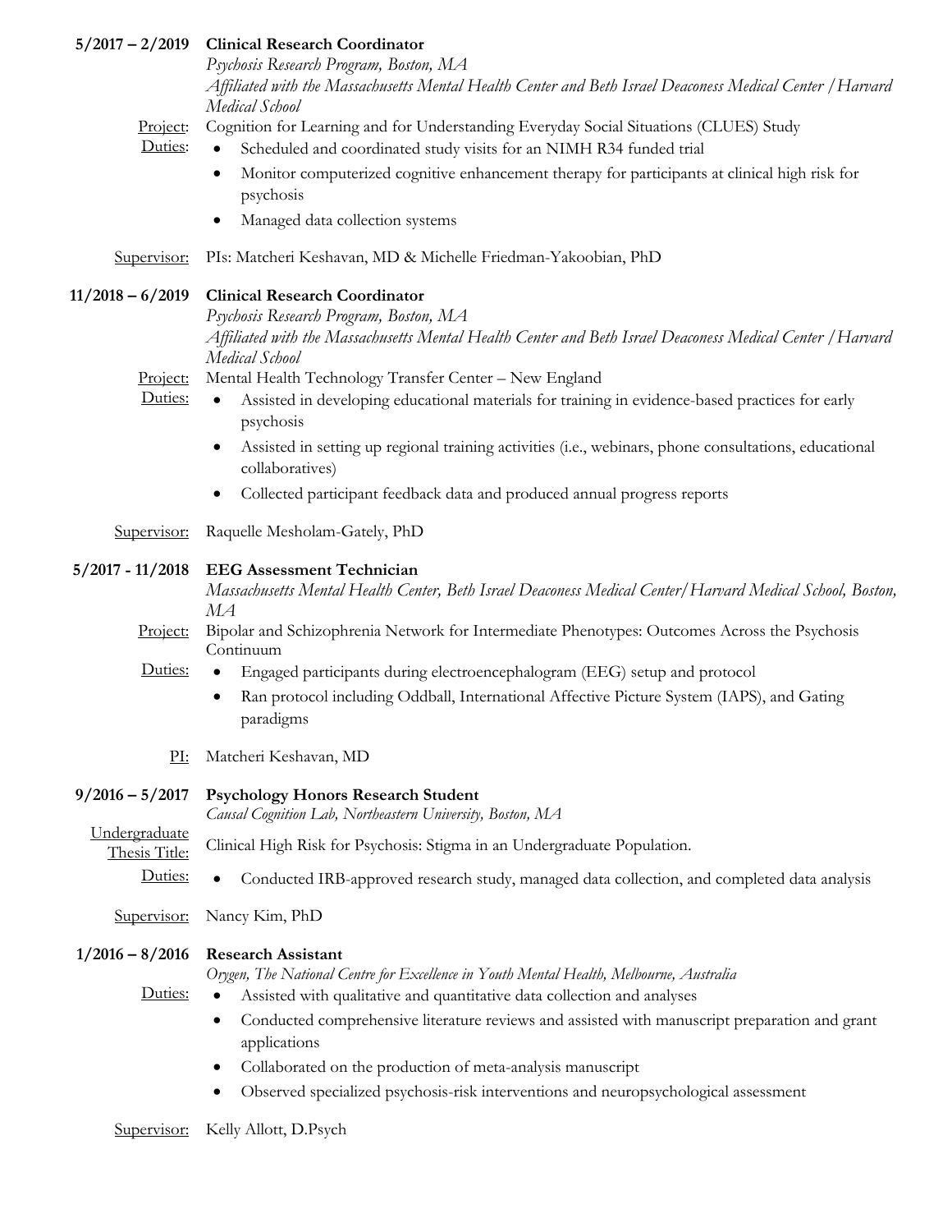**5/2017 – 2/2019** **Clinical Research Coordinator**
*Psychosis Research Program, Boston, MA*
*Affiliated with the Massachusetts Mental Health Center and Beth Israel Deaconess Medical Center / Harvard Medical School*

Project: Cognition for Learning and for Understanding Everyday Social Situations (CLUES) Study

Duties:

- Scheduled and coordinated study visits for an NIMH R34 funded trial
- Monitor computerized cognitive enhancement therapy for participants at clinical high risk for psychosis
- Managed data collection systems

Supervisor: PIs: Matcheri Keshavan, MD & Michelle Friedman-Yakoobian, PhD

**11/2018 – 6/2019** **Clinical Research Coordinator**
*Psychosis Research Program, Boston, MA*
*Affiliated with the Massachusetts Mental Health Center and Beth Israel Deaconess Medical Center / Harvard Medical School*

Project: Mental Health Technology Transfer Center – New England

Duties:

- Assisted in developing educational materials for training in evidence-based practices for early psychosis
- Assisted in setting up regional training activities (i.e., webinars, phone consultations, educational collaboratives)
- Collected participant feedback data and produced annual progress reports

Supervisor: Raquelle Mesholam-Gately, PhD

**5/2017 - 11/2018** **EEG Assessment Technician**
*Massachusetts Mental Health Center, Beth Israel Deaconess Medical Center/Harvard Medical School, Boston, MA*

Project: Bipolar and Schizophrenia Network for Intermediate Phenotypes: Outcomes Across the Psychosis Continuum

Duties:

- Engaged participants during electroencephalogram (EEG) setup and protocol
- Ran protocol including Oddball, International Affective Picture System (IAPS), and Gating paradigms

PI: Matcheri Keshavan, MD

**9/2016 – 5/2017** **Psychology Honors Research Student**
*Causal Cognition Lab, Northeastern University, Boston, MA*

Undergraduate Thesis Title: Clinical High Risk for Psychosis: Stigma in an Undergraduate Population.

Duties:

- Conducted IRB-approved research study, managed data collection, and completed data analysis

Supervisor: Nancy Kim, PhD

**1/2016 – 8/2016** **Research Assistant**
*Orygen, The National Centre for Excellence in Youth Mental Health, Melbourne, Australia*

Duties:

- Assisted with qualitative and quantitative data collection and analyses
- Conducted comprehensive literature reviews and assisted with manuscript preparation and grant applications
- Collaborated on the production of meta-analysis manuscript
- Observed specialized psychosis-risk interventions and neuropsychological assessment

Supervisor: Kelly Allott, D.Psych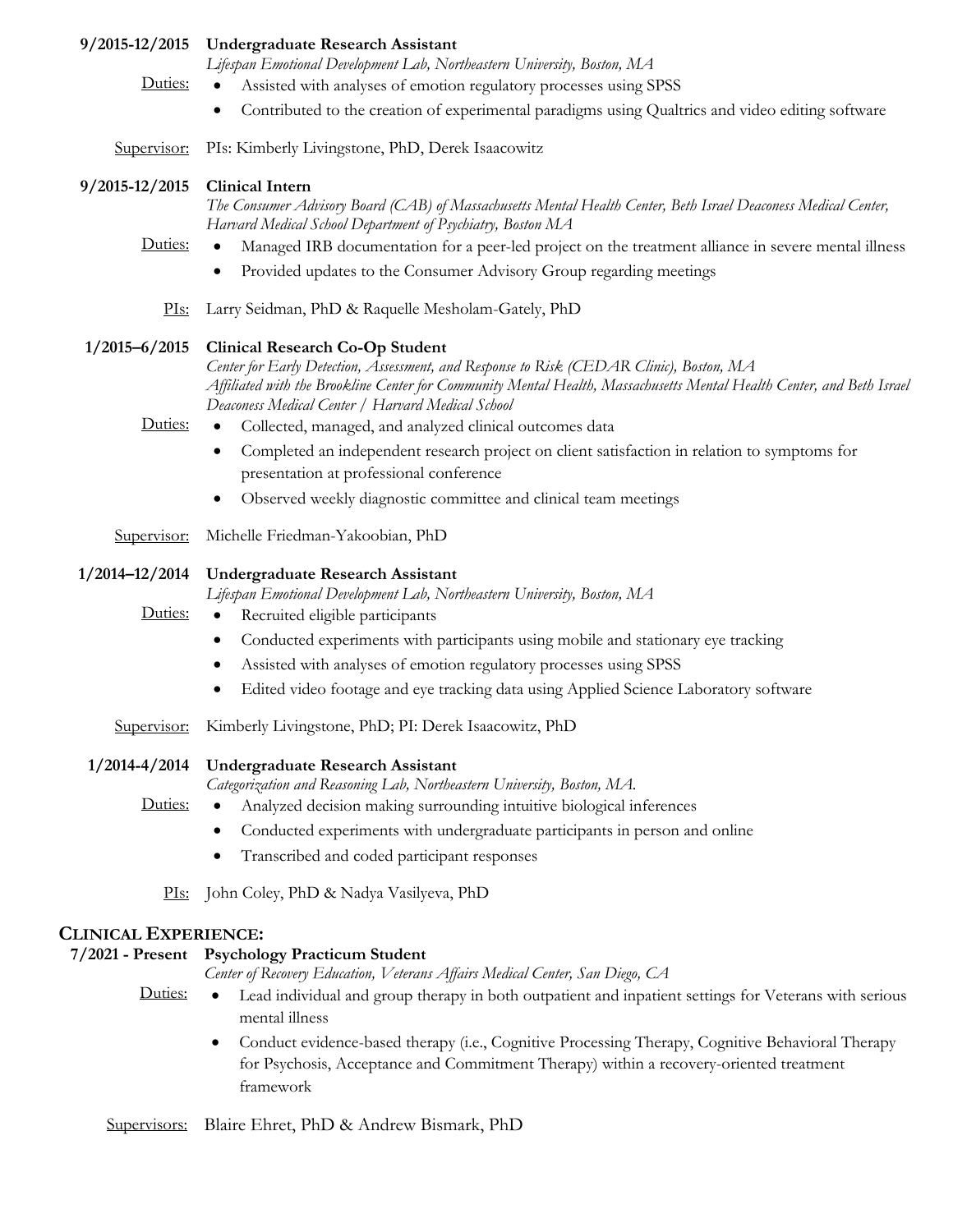**9/2015-12/2015** **Undergraduate Research Assistant**
*Lifespan Emotional Development Lab, Northeastern University, Boston, MA*

Duties:
- Assisted with analyses of emotion regulatory processes using SPSS
- Contributed to the creation of experimental paradigms using Qualtrics and video editing software

Supervisor: PIs: Kimberly Livingstone, PhD, Derek Isaacowitz

**9/2015-12/2015** **Clinical Intern**
*The Consumer Advisory Board (CAB) of Massachusetts Mental Health Center, Beth Israel Deaconess Medical Center, Harvard Medical School Department of Psychiatry, Boston MA*

Duties:
- Managed IRB documentation for a peer-led project on the treatment alliance in severe mental illness
- Provided updates to the Consumer Advisory Group regarding meetings

PIs: Larry Seidman, PhD & Raquelle Mesholam-Gately, PhD

**1/2015–6/2015** **Clinical Research Co-Op Student**
*Center for Early Detection, Assessment, and Response to Risk (CEDAR Clinic), Boston, MA*
*Affiliated with the Brookline Center for Community Mental Health, Massachusetts Mental Health Center, and Beth Israel Deaconess Medical Center / Harvard Medical School*

Duties:
- Collected, managed, and analyzed clinical outcomes data
- Completed an independent research project on client satisfaction in relation to symptoms for presentation at professional conference
- Observed weekly diagnostic committee and clinical team meetings

Supervisor: Michelle Friedman-Yakoobian, PhD

**1/2014–12/2014** **Undergraduate Research Assistant**
*Lifespan Emotional Development Lab, Northeastern University, Boston, MA*

Duties:
- Recruited eligible participants
- Conducted experiments with participants using mobile and stationary eye tracking
- Assisted with analyses of emotion regulatory processes using SPSS
- Edited video footage and eye tracking data using Applied Science Laboratory software

Supervisor: Kimberly Livingstone, PhD; PI: Derek Isaacowitz, PhD

**1/2014-4/2014** **Undergraduate Research Assistant**
*Categorization and Reasoning Lab, Northeastern University, Boston, MA.*

Duties:
- Analyzed decision making surrounding intuitive biological inferences
- Conducted experiments with undergraduate participants in person and online
- Transcribed and coded participant responses

PIs: John Coley, PhD & Nadya Vasilyeva, PhD

## CLINICAL EXPERIENCE:

**7/2021 - Present** **Psychology Practicum Student**
*Center of Recovery Education, Veterans Affairs Medical Center, San Diego, CA*

Duties:
- Lead individual and group therapy in both outpatient and inpatient settings for Veterans with serious mental illness
- Conduct evidence-based therapy (i.e., Cognitive Processing Therapy, Cognitive Behavioral Therapy for Psychosis, Acceptance and Commitment Therapy) within a recovery-oriented treatment framework

Supervisors: Blaire Ehret, PhD & Andrew Bismark, PhD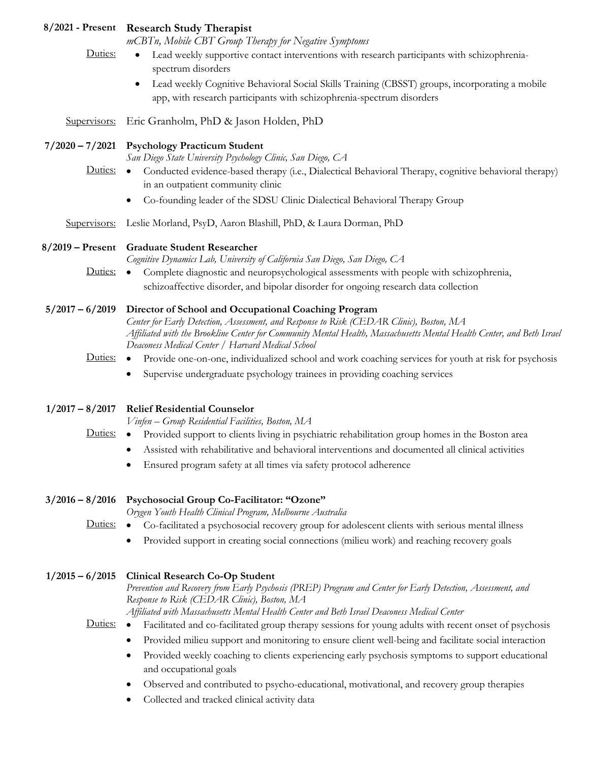**8/2021 - Present** **Research Study Therapist**
*mCBTn, Mobile CBT Group Therapy for Negative Symptoms*

Duties:

- Lead weekly supportive contact interventions with research participants with schizophrenia-spectrum disorders
- Lead weekly Cognitive Behavioral Social Skills Training (CBSST) groups, incorporating a mobile app, with research participants with schizophrenia-spectrum disorders

Supervisors: Eric Granholm, PhD & Jason Holden, PhD

**7/2020 – 7/2021** **Psychology Practicum Student**
*San Diego State University Psychology Clinic, San Diego, CA*

Duties:

- Conducted evidence-based therapy (i.e., Dialectical Behavioral Therapy, cognitive behavioral therapy) in an outpatient community clinic
- Co-founding leader of the SDSU Clinic Dialectical Behavioral Therapy Group

Supervisors: Leslie Morland, PsyD, Aaron Blashill, PhD, & Laura Dorman, PhD

**8/2019 – Present** **Graduate Student Researcher**
*Cognitive Dynamics Lab, University of California San Diego, San Diego, CA*

Duties:

- Complete diagnostic and neuropsychological assessments with people with schizophrenia, schizoaffective disorder, and bipolar disorder for ongoing research data collection

**5/2017 – 6/2019** **Director of School and Occupational Coaching Program**
*Center for Early Detection, Assessment, and Response to Risk (CEDAR Clinic), Boston, MA*
*Affiliated with the Brookline Center for Community Mental Health, Massachusetts Mental Health Center, and Beth Israel Deaconess Medical Center / Harvard Medical School*

Duties:

- Provide one-on-one, individualized school and work coaching services for youth at risk for psychosis
- Supervise undergraduate psychology trainees in providing coaching services

**1/2017 – 8/2017** **Relief Residential Counselor**
*Vinfen – Group Residential Facilities, Boston, MA*

Duties:

- Provided support to clients living in psychiatric rehabilitation group homes in the Boston area
- Assisted with rehabilitative and behavioral interventions and documented all clinical activities
- Ensured program safety at all times via safety protocol adherence

**3/2016 – 8/2016** **Psychosocial Group Co-Facilitator: "Ozone"**
*Orygen Youth Health Clinical Program, Melbourne Australia*

Duties:

- Co-facilitated a psychosocial recovery group for adolescent clients with serious mental illness
- Provided support in creating social connections (milieu work) and reaching recovery goals

**1/2015 – 6/2015** **Clinical Research Co-Op Student**
*Prevention and Recovery from Early Psychosis (PREP) Program and Center for Early Detection, Assessment, and Response to Risk (CEDAR Clinic), Boston, MA*
*Affiliated with Massachusetts Mental Health Center and Beth Israel Deaconess Medical Center*

Duties:

- Facilitated and co-facilitated group therapy sessions for young adults with recent onset of psychosis
- Provided milieu support and monitoring to ensure client well-being and facilitate social interaction
- Provided weekly coaching to clients experiencing early psychosis symptoms to support educational and occupational goals
- Observed and contributed to psycho-educational, motivational, and recovery group therapies
- Collected and tracked clinical activity data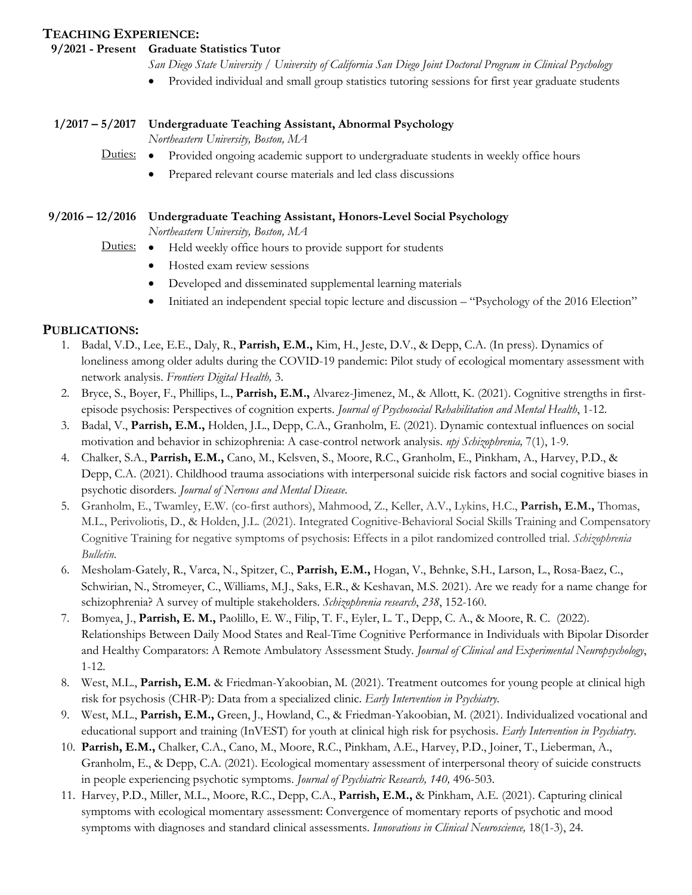## Teaching Experience:

**9/2021 - Present** **Graduate Statistics Tutor**
*San Diego State University / University of California San Diego Joint Doctoral Program in Clinical Psychology*

- Provided individual and small group statistics tutoring sessions for first year graduate students

**1/2017 – 5/2017** **Undergraduate Teaching Assistant, Abnormal Psychology**
*Northeastern University, Boston, MA*

Duties:
- Provided ongoing academic support to undergraduate students in weekly office hours
- Prepared relevant course materials and led class discussions

**9/2016 – 12/2016** **Undergraduate Teaching Assistant, Honors-Level Social Psychology**
*Northeastern University, Boston, MA*

Duties:
- Held weekly office hours to provide support for students
- Hosted exam review sessions
- Developed and disseminated supplemental learning materials
- Initiated an independent special topic lecture and discussion – "Psychology of the 2016 Election"

## Publications:

1. Badal, V.D., Lee, E.E., Daly, R., **Parrish, E.M.,** Kim, H., Jeste, D.V., & Depp, C.A. (In press). Dynamics of loneliness among older adults during the COVID-19 pandemic: Pilot study of ecological momentary assessment with network analysis. *Frontiers Digital Health,* 3.
2. Bryce, S., Boyer, F., Phillips, L., **Parrish, E.M.,** Alvarez-Jimenez, M., & Allott, K. (2021). Cognitive strengths in first-episode psychosis: Perspectives of cognition experts. *Journal of Psychosocial Rehabilitation and Mental Health*, 1-12.
3. Badal, V., **Parrish, E.M.,** Holden, J.L., Depp, C.A., Granholm, E. (2021). Dynamic contextual influences on social motivation and behavior in schizophrenia: A case-control network analysis. *npj Schizophrenia,* 7(1), 1-9.
4. Chalker, S.A., **Parrish, E.M.,** Cano, M., Kelsven, S., Moore, R.C., Granholm, E., Pinkham, A., Harvey, P.D., & Depp, C.A. (2021). Childhood trauma associations with interpersonal suicide risk factors and social cognitive biases in psychotic disorders. *Journal of Nervous and Mental Disease.*
5. Granholm, E., Twamley, E.W. (co-first authors), Mahmood, Z., Keller, A.V., Lykins, H.C., **Parrish, E.M.,** Thomas, M.L., Perivoliotis, D., & Holden, J.L. (2021). Integrated Cognitive-Behavioral Social Skills Training and Compensatory Cognitive Training for negative symptoms of psychosis: Effects in a pilot randomized controlled trial. *Schizophrenia Bulletin.*
6. Mesholam-Gately, R., Varca, N., Spitzer, C., **Parrish, E.M.,** Hogan, V., Behnke, S.H., Larson, L., Rosa-Baez, C., Schwirian, N., Stromeyer, C., Williams, M.J., Saks, E.R., & Keshavan, M.S. 2021). Are we ready for a name change for schizophrenia? A survey of multiple stakeholders. *Schizophrenia research*, *238*, 152-160.
7. Bomyea, J., **Parrish, E. M.,** Paolillo, E. W., Filip, T. F., Eyler, L. T., Depp, C. A., & Moore, R. C. (2022). Relationships Between Daily Mood States and Real-Time Cognitive Performance in Individuals with Bipolar Disorder and Healthy Comparators: A Remote Ambulatory Assessment Study. *Journal of Clinical and Experimental Neuropsychology*, 1-12.
8. West, M.L., **Parrish, E.M.** & Friedman-Yakoobian, M. (2021). Treatment outcomes for young people at clinical high risk for psychosis (CHR-P): Data from a specialized clinic. *Early Intervention in Psychiatry.*
9. West, M.L., **Parrish, E.M.,** Green, J., Howland, C., & Friedman-Yakoobian, M. (2021). Individualized vocational and educational support and training (InVEST) for youth at clinical high risk for psychosis. *Early Intervention in Psychiatry.*
10. **Parrish, E.M.,** Chalker, C.A., Cano, M., Moore, R.C., Pinkham, A.E., Harvey, P.D., Joiner, T., Lieberman, A., Granholm, E., & Depp, C.A. (2021). Ecological momentary assessment of interpersonal theory of suicide constructs in people experiencing psychotic symptoms. *Journal of Psychiatric Research, 140,* 496-503.
11. Harvey, P.D., Miller, M.L., Moore, R.C., Depp, C.A., **Parrish, E.M.,** & Pinkham, A.E. (2021). Capturing clinical symptoms with ecological momentary assessment: Convergence of momentary reports of psychotic and mood symptoms with diagnoses and standard clinical assessments. *Innovations in Clinical Neuroscience,* 18(1-3), 24.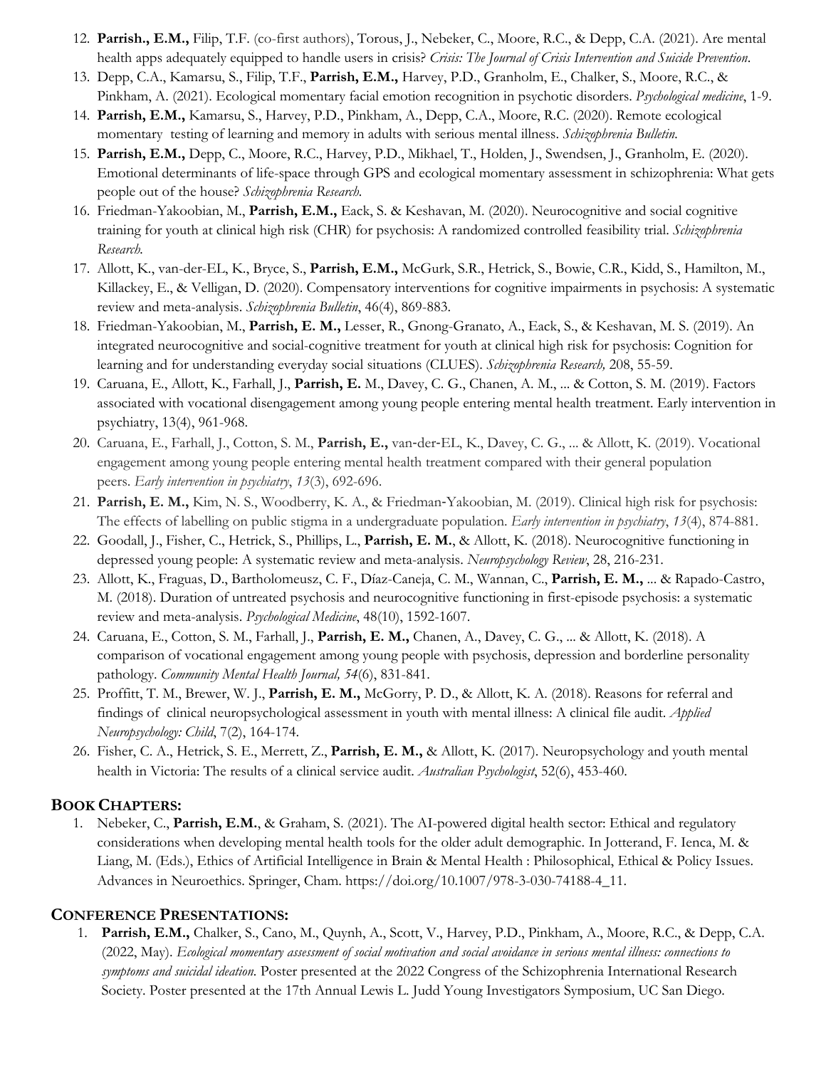12. **Parrish., E.M.,** Filip, T.F. (co-first authors), Torous, J., Nebeker, C., Moore, R.C., & Depp, C.A. (2021). Are mental health apps adequately equipped to handle users in crisis? *Crisis: The Journal of Crisis Intervention and Suicide Prevention*.
13. Depp, C.A., Kamarsu, S., Filip, T.F., **Parrish, E.M.,** Harvey, P.D., Granholm, E., Chalker, S., Moore, R.C., & Pinkham, A. (2021). Ecological momentary facial emotion recognition in psychotic disorders. *Psychological medicine*, 1-9.
14. **Parrish, E.M.,** Kamarsu, S., Harvey, P.D., Pinkham, A., Depp, C.A., Moore, R.C. (2020). Remote ecological momentary testing of learning and memory in adults with serious mental illness. *Schizophrenia Bulletin.*
15. **Parrish, E.M.,** Depp, C., Moore, R.C., Harvey, P.D., Mikhael, T., Holden, J., Swendsen, J., Granholm, E. (2020). Emotional determinants of life-space through GPS and ecological momentary assessment in schizophrenia: What gets people out of the house? *Schizophrenia Research.*
16. Friedman-Yakoobian, M., **Parrish, E.M.,** Eack, S. & Keshavan, M. (2020). Neurocognitive and social cognitive training for youth at clinical high risk (CHR) for psychosis: A randomized controlled feasibility trial. *Schizophrenia Research.*
17. Allott, K., van-der-EL, K., Bryce, S., **Parrish, E.M.,** McGurk, S.R., Hetrick, S., Bowie, C.R., Kidd, S., Hamilton, M., Killackey, E., & Velligan, D. (2020). Compensatory interventions for cognitive impairments in psychosis: A systematic review and meta-analysis. *Schizophrenia Bulletin*, 46(4), 869-883.
18. Friedman-Yakoobian, M., **Parrish, E. M.,** Lesser, R., Gnong-Granato, A., Eack, S., & Keshavan, M. S. (2019). An integrated neurocognitive and social-cognitive treatment for youth at clinical high risk for psychosis: Cognition for learning and for understanding everyday social situations (CLUES). *Schizophrenia Research,* 208, 55-59.
19. Caruana, E., Allott, K., Farhall, J., **Parrish, E.** M., Davey, C. G., Chanen, A. M., ... & Cotton, S. M. (2019). Factors associated with vocational disengagement among young people entering mental health treatment. Early intervention in psychiatry, 13(4), 961-968.
20. Caruana, E., Farhall, J., Cotton, S. M., **Parrish, E.,** van-der-EL, K., Davey, C. G., ... & Allott, K. (2019). Vocational engagement among young people entering mental health treatment compared with their general population peers. *Early intervention in psychiatry*, *13*(3), 692-696.
21. **Parrish, E. M.,** Kim, N. S., Woodberry, K. A., & Friedman-Yakoobian, M. (2019). Clinical high risk for psychosis: The effects of labelling on public stigma in a undergraduate population. *Early intervention in psychiatry*, *13*(4), 874-881.
22. Goodall, J., Fisher, C., Hetrick, S., Phillips, L., **Parrish, E. M.**, & Allott, K. (2018). Neurocognitive functioning in depressed young people: A systematic review and meta-analysis. *Neuropsychology Review*, 28, 216-231.
23. Allott, K., Fraguas, D., Bartholomeusz, C. F., Díaz-Caneja, C. M., Wannan, C., **Parrish, E. M.,** ... & Rapado-Castro, M. (2018). Duration of untreated psychosis and neurocognitive functioning in first-episode psychosis: a systematic review and meta-analysis. *Psychological Medicine*, 48(10), 1592-1607.
24. Caruana, E., Cotton, S. M., Farhall, J., **Parrish, E. M.,** Chanen, A., Davey, C. G., ... & Allott, K. (2018). A comparison of vocational engagement among young people with psychosis, depression and borderline personality pathology. *Community Mental Health Journal, 54*(6), 831-841.
25. Proffitt, T. M., Brewer, W. J., **Parrish, E. M.,** McGorry, P. D., & Allott, K. A. (2018). Reasons for referral and findings of clinical neuropsychological assessment in youth with mental illness: A clinical file audit. *Applied Neuropsychology: Child*, 7(2), 164-174.
26. Fisher, C. A., Hetrick, S. E., Merrett, Z., **Parrish, E. M.,** & Allott, K. (2017). Neuropsychology and youth mental health in Victoria: The results of a clinical service audit. *Australian Psychologist*, 52(6), 453-460.

## BOOK CHAPTERS:

1. Nebeker, C., **Parrish, E.M.**, & Graham, S. (2021). The AI-powered digital health sector: Ethical and regulatory considerations when developing mental health tools for the older adult demographic. In Jotterand, F. Ienca, M. & Liang, M. (Eds.), Ethics of Artificial Intelligence in Brain & Mental Health : Philosophical, Ethical & Policy Issues. Advances in Neuroethics. Springer, Cham. https://doi.org/10.1007/978-3-030-74188-4_11.

## CONFERENCE PRESENTATIONS:

1. **Parrish, E.M.,** Chalker, S., Cano, M., Quynh, A., Scott, V., Harvey, P.D., Pinkham, A., Moore, R.C., & Depp, C.A. (2022, May). *Ecological momentary assessment of social motivation and social avoidance in serious mental illness: connections to symptoms and suicidal ideation.* Poster presented at the 2022 Congress of the Schizophrenia International Research Society. Poster presented at the 17th Annual Lewis L. Judd Young Investigators Symposium, UC San Diego.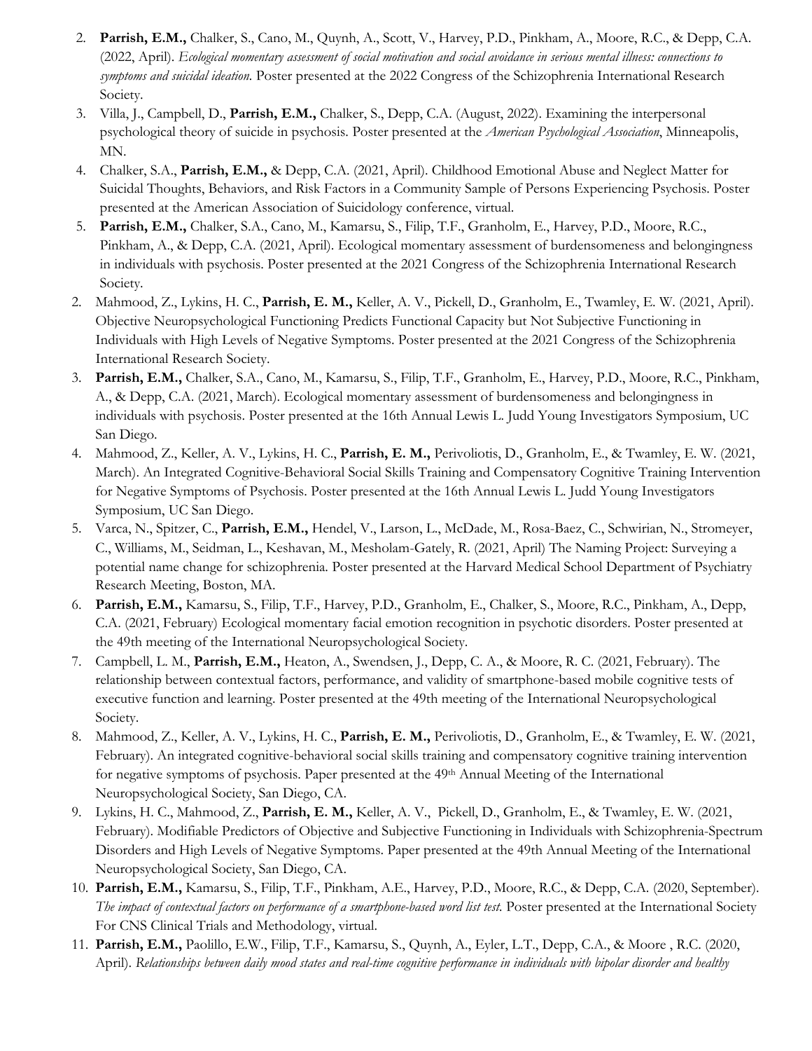2. **Parrish, E.M.,** Chalker, S., Cano, M., Quynh, A., Scott, V., Harvey, P.D., Pinkham, A., Moore, R.C., & Depp, C.A. (2022, April). *Ecological momentary assessment of social motivation and social avoidance in serious mental illness: connections to symptoms and suicidal ideation.* Poster presented at the 2022 Congress of the Schizophrenia International Research Society.
3. Villa, J., Campbell, D., **Parrish, E.M.,** Chalker, S., Depp, C.A. (August, 2022). Examining the interpersonal psychological theory of suicide in psychosis. Poster presented at the *American Psychological Association*, Minneapolis, MN.
4. Chalker, S.A., **Parrish, E.M.,** & Depp, C.A. (2021, April). Childhood Emotional Abuse and Neglect Matter for Suicidal Thoughts, Behaviors, and Risk Factors in a Community Sample of Persons Experiencing Psychosis. Poster presented at the American Association of Suicidology conference, virtual.
5. **Parrish, E.M.,** Chalker, S.A., Cano, M., Kamarsu, S., Filip, T.F., Granholm, E., Harvey, P.D., Moore, R.C., Pinkham, A., & Depp, C.A. (2021, April). Ecological momentary assessment of burdensomeness and belongingness in individuals with psychosis. Poster presented at the 2021 Congress of the Schizophrenia International Research Society.
2. Mahmood, Z., Lykins, H. C., **Parrish, E. M.,** Keller, A. V., Pickell, D., Granholm, E., Twamley, E. W. (2021, April). Objective Neuropsychological Functioning Predicts Functional Capacity but Not Subjective Functioning in Individuals with High Levels of Negative Symptoms. Poster presented at the 2021 Congress of the Schizophrenia International Research Society.
3. **Parrish, E.M.,** Chalker, S.A., Cano, M., Kamarsu, S., Filip, T.F., Granholm, E., Harvey, P.D., Moore, R.C., Pinkham, A., & Depp, C.A. (2021, March). Ecological momentary assessment of burdensomeness and belongingness in individuals with psychosis. Poster presented at the 16th Annual Lewis L. Judd Young Investigators Symposium, UC San Diego.
4. Mahmood, Z., Keller, A. V., Lykins, H. C., **Parrish, E. M.,** Perivoliotis, D., Granholm, E., & Twamley, E. W. (2021, March). An Integrated Cognitive-Behavioral Social Skills Training and Compensatory Cognitive Training Intervention for Negative Symptoms of Psychosis. Poster presented at the 16th Annual Lewis L. Judd Young Investigators Symposium, UC San Diego.
5. Varca, N., Spitzer, C., **Parrish, E.M.,** Hendel, V., Larson, L., McDade, M., Rosa-Baez, C., Schwirian, N., Stromeyer, C., Williams, M., Seidman, L., Keshavan, M., Mesholam-Gately, R. (2021, April) The Naming Project: Surveying a potential name change for schizophrenia. Poster presented at the Harvard Medical School Department of Psychiatry Research Meeting, Boston, MA.
6. **Parrish, E.M.,** Kamarsu, S., Filip, T.F., Harvey, P.D., Granholm, E., Chalker, S., Moore, R.C., Pinkham, A., Depp, C.A. (2021, February) Ecological momentary facial emotion recognition in psychotic disorders. Poster presented at the 49th meeting of the International Neuropsychological Society.
7. Campbell, L. M., **Parrish, E.M.,** Heaton, A., Swendsen, J., Depp, C. A., & Moore, R. C. (2021, February). The relationship between contextual factors, performance, and validity of smartphone-based mobile cognitive tests of executive function and learning. Poster presented at the 49th meeting of the International Neuropsychological Society.
8. Mahmood, Z., Keller, A. V., Lykins, H. C., **Parrish, E. M.,** Perivoliotis, D., Granholm, E., & Twamley, E. W. (2021, February). An integrated cognitive-behavioral social skills training and compensatory cognitive training intervention for negative symptoms of psychosis. Paper presented at the 49th Annual Meeting of the International Neuropsychological Society, San Diego, CA.
9. Lykins, H. C., Mahmood, Z., **Parrish, E. M.,** Keller, A. V., Pickell, D., Granholm, E., & Twamley, E. W. (2021, February). Modifiable Predictors of Objective and Subjective Functioning in Individuals with Schizophrenia-Spectrum Disorders and High Levels of Negative Symptoms. Paper presented at the 49th Annual Meeting of the International Neuropsychological Society, San Diego, CA.
10. **Parrish, E.M.,** Kamarsu, S., Filip, T.F., Pinkham, A.E., Harvey, P.D., Moore, R.C., & Depp, C.A. (2020, September). *The impact of contextual factors on performance of a smartphone-based word list test.* Poster presented at the International Society For CNS Clinical Trials and Methodology, virtual.
11. **Parrish, E.M.,** Paolillo, E.W., Filip, T.F., Kamarsu, S., Quynh, A., Eyler, L.T., Depp, C.A., & Moore , R.C. (2020, April). *Relationships between daily mood states and real-time cognitive performance in individuals with bipolar disorder and healthy*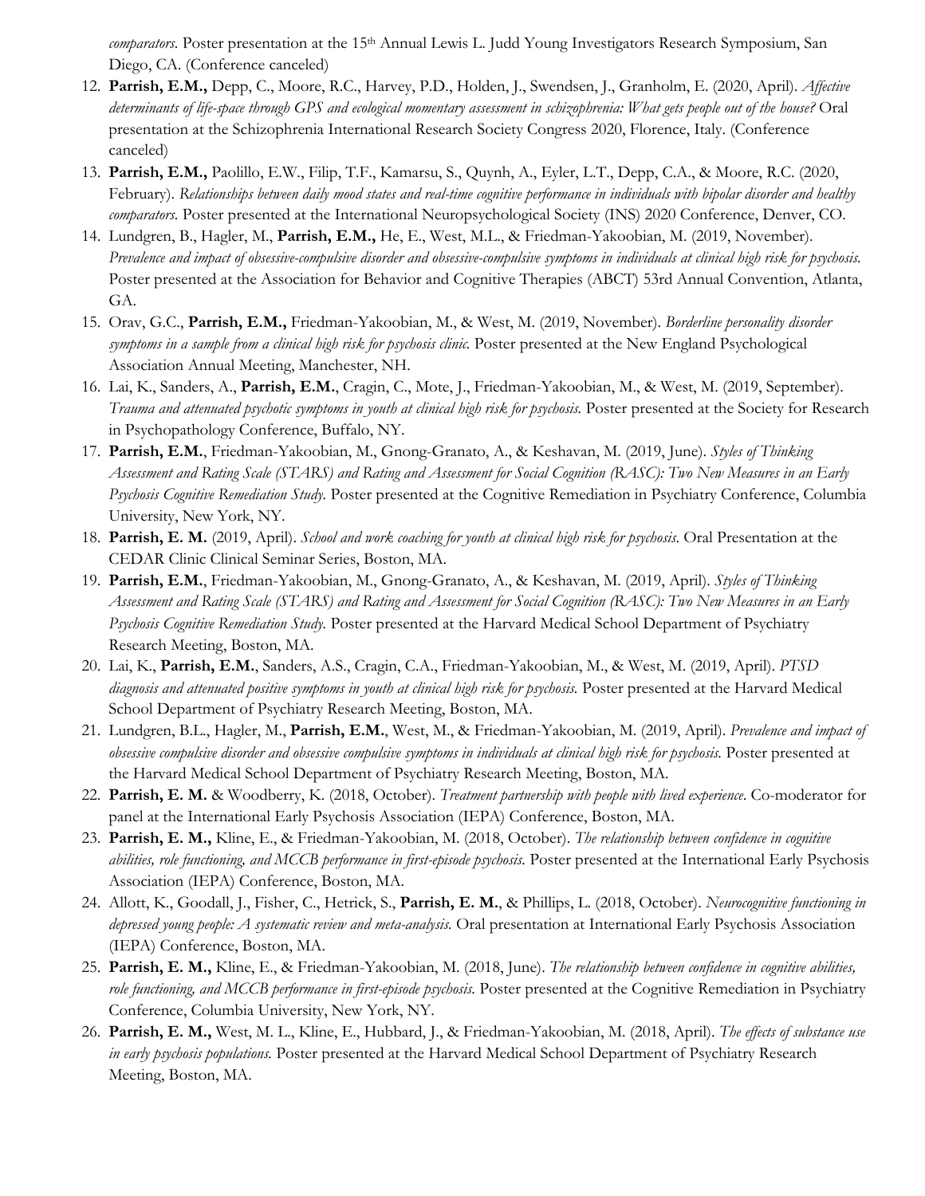*comparators.* Poster presentation at the 15th Annual Lewis L. Judd Young Investigators Research Symposium, San Diego, CA. (Conference canceled)

12. **Parrish, E.M.,** Depp, C., Moore, R.C., Harvey, P.D., Holden, J., Swendsen, J., Granholm, E. (2020, April). *Affective determinants of life-space through GPS and ecological momentary assessment in schizophrenia: What gets people out of the house?* Oral presentation at the Schizophrenia International Research Society Congress 2020, Florence, Italy. (Conference canceled)
13. **Parrish, E.M.,** Paolillo, E.W., Filip, T.F., Kamarsu, S., Quynh, A., Eyler, L.T., Depp, C.A., & Moore, R.C. (2020, February). *Relationships between daily mood states and real-time cognitive performance in individuals with bipolar disorder and healthy comparators.* Poster presented at the International Neuropsychological Society (INS) 2020 Conference, Denver, CO.
14. Lundgren, B., Hagler, M., **Parrish, E.M.,** He, E., West, M.L., & Friedman-Yakoobian, M. (2019, November). *Prevalence and impact of obsessive-compulsive disorder and obsessive-compulsive symptoms in individuals at clinical high risk for psychosis.* Poster presented at the Association for Behavior and Cognitive Therapies (ABCT) 53rd Annual Convention, Atlanta, GA.
15. Orav, G.C., **Parrish, E.M.,** Friedman-Yakoobian, M., & West, M. (2019, November). *Borderline personality disorder symptoms in a sample from a clinical high risk for psychosis clinic.* Poster presented at the New England Psychological Association Annual Meeting, Manchester, NH.
16. Lai, K., Sanders, A., **Parrish, E.M.**, Cragin, C., Mote, J., Friedman-Yakoobian, M., & West, M. (2019, September). *Trauma and attenuated psychotic symptoms in youth at clinical high risk for psychosis.* Poster presented at the Society for Research in Psychopathology Conference, Buffalo, NY.
17. **Parrish, E.M.**, Friedman-Yakoobian, M., Gnong-Granato, A., & Keshavan, M. (2019, June). *Styles of Thinking Assessment and Rating Scale (STARS) and Rating and Assessment for Social Cognition (RASC): Two New Measures in an Early Psychosis Cognitive Remediation Study.* Poster presented at the Cognitive Remediation in Psychiatry Conference, Columbia University, New York, NY.
18. **Parrish, E. M.** (2019, April). *School and work coaching for youth at clinical high risk for psychosis*. Oral Presentation at the CEDAR Clinic Clinical Seminar Series, Boston, MA.
19. **Parrish, E.M.**, Friedman-Yakoobian, M., Gnong-Granato, A., & Keshavan, M. (2019, April). *Styles of Thinking Assessment and Rating Scale (STARS) and Rating and Assessment for Social Cognition (RASC): Two New Measures in an Early Psychosis Cognitive Remediation Study.* Poster presented at the Harvard Medical School Department of Psychiatry Research Meeting, Boston, MA.
20. Lai, K., **Parrish, E.M.**, Sanders, A.S., Cragin, C.A., Friedman-Yakoobian, M., & West, M. (2019, April). *PTSD diagnosis and attenuated positive symptoms in youth at clinical high risk for psychosis.* Poster presented at the Harvard Medical School Department of Psychiatry Research Meeting, Boston, MA.
21. Lundgren, B.L., Hagler, M., **Parrish, E.M.**, West, M., & Friedman-Yakoobian, M. (2019, April). *Prevalence and impact of obsessive compulsive disorder and obsessive compulsive symptoms in individuals at clinical high risk for psychosis.* Poster presented at the Harvard Medical School Department of Psychiatry Research Meeting, Boston, MA.
22. **Parrish, E. M.** & Woodberry, K. (2018, October). *Treatment partnership with people with lived experience.* Co-moderator for panel at the International Early Psychosis Association (IEPA) Conference, Boston, MA.
23. **Parrish, E. M.,** Kline, E., & Friedman-Yakoobian, M. (2018, October). *The relationship between confidence in cognitive abilities, role functioning, and MCCB performance in first-episode psychosis.* Poster presented at the International Early Psychosis Association (IEPA) Conference, Boston, MA.
24. Allott, K., Goodall, J., Fisher, C., Hetrick, S., **Parrish, E. M.**, & Phillips, L. (2018, October). *Neurocognitive functioning in depressed young people: A systematic review and meta-analysis.* Oral presentation at International Early Psychosis Association (IEPA) Conference, Boston, MA.
25. **Parrish, E. M.,** Kline, E., & Friedman-Yakoobian, M. (2018, June). *The relationship between confidence in cognitive abilities, role functioning, and MCCB performance in first-episode psychosis.* Poster presented at the Cognitive Remediation in Psychiatry Conference, Columbia University, New York, NY.
26. **Parrish, E. M.,** West, M. L., Kline, E., Hubbard, J., & Friedman-Yakoobian, M. (2018, April). *The effects of substance use in early psychosis populations.* Poster presented at the Harvard Medical School Department of Psychiatry Research Meeting, Boston, MA.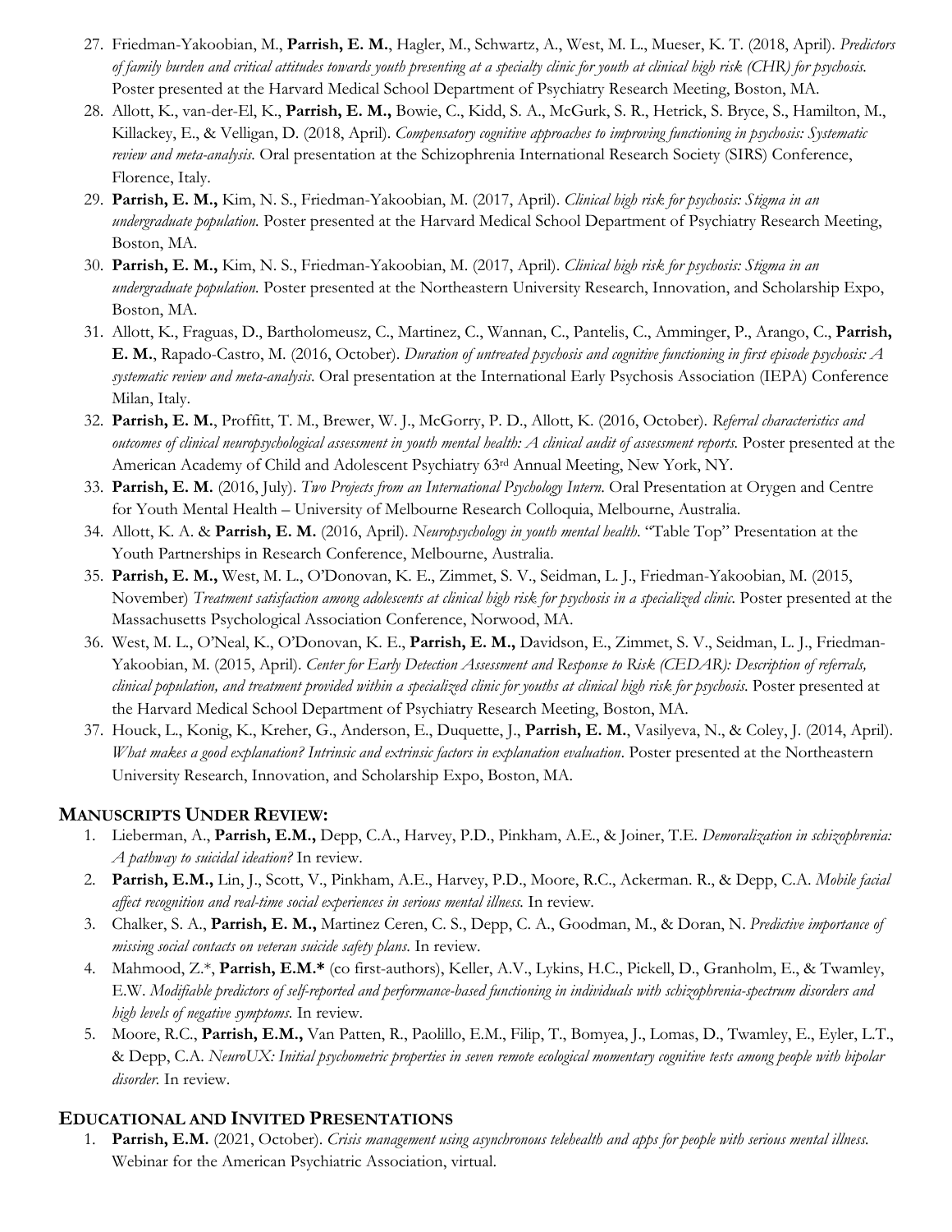27. Friedman-Yakoobian, M., **Parrish, E. M.**, Hagler, M., Schwartz, A., West, M. L., Mueser, K. T. (2018, April). *Predictors of family burden and critical attitudes towards youth presenting at a specialty clinic for youth at clinical high risk (CHR) for psychosis.* Poster presented at the Harvard Medical School Department of Psychiatry Research Meeting, Boston, MA.
28. Allott, K., van-der-El, K., **Parrish, E. M.,** Bowie, C., Kidd, S. A., McGurk, S. R., Hetrick, S. Bryce, S., Hamilton, M., Killackey, E., & Velligan, D. (2018, April). *Compensatory cognitive approaches to improving functioning in psychosis: Systematic review and meta-analysis.* Oral presentation at the Schizophrenia International Research Society (SIRS) Conference, Florence, Italy.
29. **Parrish, E. M.,** Kim, N. S., Friedman-Yakoobian, M. (2017, April). *Clinical high risk for psychosis: Stigma in an undergraduate population.* Poster presented at the Harvard Medical School Department of Psychiatry Research Meeting, Boston, MA.
30. **Parrish, E. M.,** Kim, N. S., Friedman-Yakoobian, M. (2017, April). *Clinical high risk for psychosis: Stigma in an undergraduate population.* Poster presented at the Northeastern University Research, Innovation, and Scholarship Expo, Boston, MA.
31. Allott, K., Fraguas, D., Bartholomeusz, C., Martinez, C., Wannan, C., Pantelis, C., Amminger, P., Arango, C., **Parrish, E. M.**, Rapado-Castro, M. (2016, October). *Duration of untreated psychosis and cognitive functioning in first episode psychosis: A systematic review and meta-analysis.* Oral presentation at the International Early Psychosis Association (IEPA) Conference Milan, Italy.
32. **Parrish, E. M.**, Proffitt, T. M., Brewer, W. J., McGorry, P. D., Allott, K. (2016, October). *Referral characteristics and outcomes of clinical neuropsychological assessment in youth mental health: A clinical audit of assessment reports.* Poster presented at the American Academy of Child and Adolescent Psychiatry 63rd Annual Meeting, New York, NY.
33. **Parrish, E. M.** (2016, July). *Two Projects from an International Psychology Intern.* Oral Presentation at Orygen and Centre for Youth Mental Health – University of Melbourne Research Colloquia, Melbourne, Australia.
34. Allott, K. A. & **Parrish, E. M.** (2016, April). *Neuropsychology in youth mental health.* "Table Top" Presentation at the Youth Partnerships in Research Conference, Melbourne, Australia.
35. **Parrish, E. M.,** West, M. L., O'Donovan, K. E., Zimmet, S. V., Seidman, L. J., Friedman-Yakoobian, M. (2015, November) *Treatment satisfaction among adolescents at clinical high risk for psychosis in a specialized clinic.* Poster presented at the Massachusetts Psychological Association Conference, Norwood, MA.
36. West, M. L., O'Neal, K., O'Donovan, K. E., **Parrish, E. M.,** Davidson, E., Zimmet, S. V., Seidman, L. J., Friedman-Yakoobian, M. (2015, April). *Center for Early Detection Assessment and Response to Risk (CEDAR): Description of referrals, clinical population, and treatment provided within a specialized clinic for youths at clinical high risk for psychosis.* Poster presented at the Harvard Medical School Department of Psychiatry Research Meeting, Boston, MA.
37. Houck, L., Konig, K., Kreher, G., Anderson, E., Duquette, J., **Parrish, E. M.**, Vasilyeva, N., & Coley, J. (2014, April). *What makes a good explanation? Intrinsic and extrinsic factors in explanation evaluation.* Poster presented at the Northeastern University Research, Innovation, and Scholarship Expo, Boston, MA.

## MANUSCRIPTS UNDER REVIEW:

1. Lieberman, A., **Parrish, E.M.,** Depp, C.A., Harvey, P.D., Pinkham, A.E., & Joiner, T.E. *Demoralization in schizophrenia: A pathway to suicidal ideation?* In review.
2. **Parrish, E.M.,** Lin, J., Scott, V., Pinkham, A.E., Harvey, P.D., Moore, R.C., Ackerman. R., & Depp, C.A. *Mobile facial affect recognition and real-time social experiences in serious mental illness.* In review.
3. Chalker, S. A., **Parrish, E. M.,** Martinez Ceren, C. S., Depp, C. A., Goodman, M., & Doran, N. *Predictive importance of missing social contacts on veteran suicide safety plans.* In review.
4. Mahmood, Z.*, **Parrish, E.M.*** (co first-authors), Keller, A.V., Lykins, H.C., Pickell, D., Granholm, E., & Twamley, E.W. *Modifiable predictors of self-reported and performance-based functioning in individuals with schizophrenia-spectrum disorders and high levels of negative symptoms.* In review.
5. Moore, R.C., **Parrish, E.M.,** Van Patten, R., Paolillo, E.M., Filip, T., Bomyea, J., Lomas, D., Twamley, E., Eyler, L.T., & Depp, C.A. *NeuroUX: Initial psychometric properties in seven remote ecological momentary cognitive tests among people with bipolar disorder.* In review.

## EDUCATIONAL AND INVITED PRESENTATIONS

1. **Parrish, E.M.** (2021, October). *Crisis management using asynchronous telehealth and apps for people with serious mental illness.* Webinar for the American Psychiatric Association, virtual.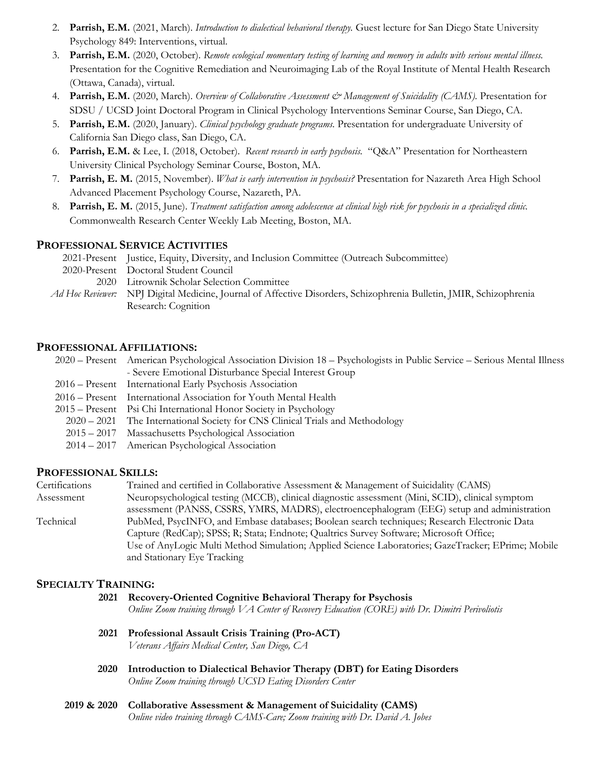2. **Parrish, E.M.** (2021, March). *Introduction to dialectical behavioral therapy.* Guest lecture for San Diego State University Psychology 849: Interventions, virtual.
3. **Parrish, E.M.** (2020, October). *Remote ecological momentary testing of learning and memory in adults with serious mental illness.* Presentation for the Cognitive Remediation and Neuroimaging Lab of the Royal Institute of Mental Health Research (Ottawa, Canada), virtual.
4. **Parrish, E.M.** (2020, March). *Overview of Collaborative Assessment & Management of Suicidality (CAMS).* Presentation for SDSU / UCSD Joint Doctoral Program in Clinical Psychology Interventions Seminar Course, San Diego, CA.
5. **Parrish, E.M.** (2020, January). *Clinical psychology graduate programs.* Presentation for undergraduate University of California San Diego class, San Diego, CA.
6. **Parrish, E.M.** & Lee, I. (2018, October). *Recent research in early psychosis.* "Q&A" Presentation for Northeastern University Clinical Psychology Seminar Course, Boston, MA.
7. **Parrish, E. M.** (2015, November). *What is early intervention in psychosis?* Presentation for Nazareth Area High School Advanced Placement Psychology Course, Nazareth, PA.
8. **Parrish, E. M.** (2015, June). *Treatment satisfaction among adolescence at clinical high risk for psychosis in a specialized clinic.* Commonwealth Research Center Weekly Lab Meeting, Boston, MA.

## PROFESSIONAL SERVICE ACTIVITIES

2021-Present Justice, Equity, Diversity, and Inclusion Committee (Outreach Subcommittee)
2020-Present Doctoral Student Council
2020 Litrownik Scholar Selection Committee
*Ad Hoc Reviewer:* NPJ Digital Medicine, Journal of Affective Disorders, Schizophrenia Bulletin, JMIR, Schizophrenia Research: Cognition

## PROFESSIONAL AFFILIATIONS:

2020 – Present American Psychological Association Division 18 – Psychologists in Public Service – Serious Mental Illness - Severe Emotional Disturbance Special Interest Group
2016 – Present International Early Psychosis Association
2016 – Present International Association for Youth Mental Health
2015 – Present Psi Chi International Honor Society in Psychology
2020 – 2021 The International Society for CNS Clinical Trials and Methodology
2015 – 2017 Massachusetts Psychological Association
2014 – 2017 American Psychological Association

## PROFESSIONAL SKILLS:

Certifications Trained and certified in Collaborative Assessment & Management of Suicidality (CAMS)
Assessment Neuropsychological testing (MCCB), clinical diagnostic assessment (Mini, SCID), clinical symptom assessment (PANSS, CSSRS, YMRS, MADRS), electroencephalogram (EEG) setup and administration
Technical PubMed, PsycINFO, and Embase databases; Boolean search techniques; Research Electronic Data Capture (RedCap); SPSS; R; Stata; Endnote; Qualtrics Survey Software; Microsoft Office; Use of AnyLogic Multi Method Simulation; Applied Science Laboratories; GazeTracker; EPrime; Mobile and Stationary Eye Tracking

## SPECIALTY TRAINING:

**2021 Recovery-Oriented Cognitive Behavioral Therapy for Psychosis**
*Online Zoom training through VA Center of Recovery Education (CORE) with Dr. Dimitri Perivoliotis*

**2021 Professional Assault Crisis Training (Pro-ACT)**
*Veterans Affairs Medical Center, San Diego, CA*

**2020 Introduction to Dialectical Behavior Therapy (DBT) for Eating Disorders**
*Online Zoom training through UCSD Eating Disorders Center*

**2019 & 2020 Collaborative Assessment & Management of Suicidality (CAMS)**
*Online video training through CAMS-Care; Zoom training with Dr. David A. Jobes*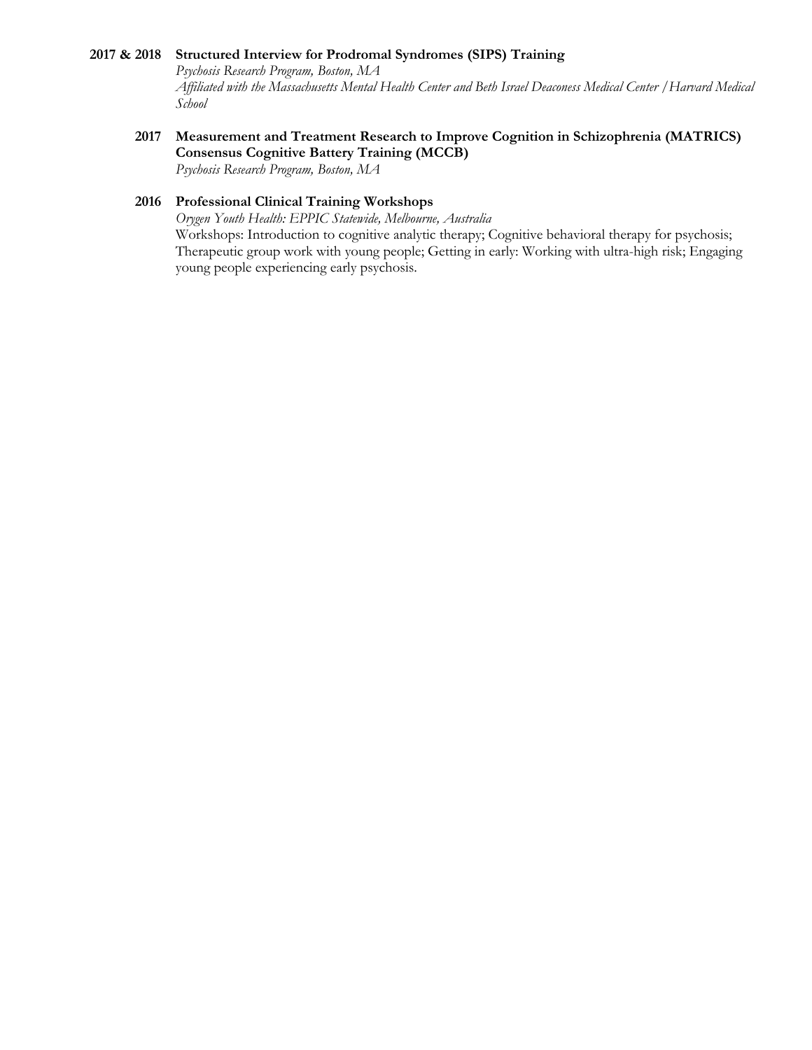**2017 & 2018** **Structured Interview for Prodromal Syndromes (SIPS) Training**
*Psychosis Research Program, Boston, MA*
*Affiliated with the Massachusetts Mental Health Center and Beth Israel Deaconess Medical Center / Harvard Medical School*

**2017** **Measurement and Treatment Research to Improve Cognition in Schizophrenia (MATRICS) Consensus Cognitive Battery Training (MCCB)**
*Psychosis Research Program, Boston, MA*

**2016** **Professional Clinical Training Workshops**
*Orygen Youth Health: EPPIC Statewide, Melbourne, Australia*
Workshops: Introduction to cognitive analytic therapy; Cognitive behavioral therapy for psychosis; Therapeutic group work with young people; Getting in early: Working with ultra-high risk; Engaging young people experiencing early psychosis.